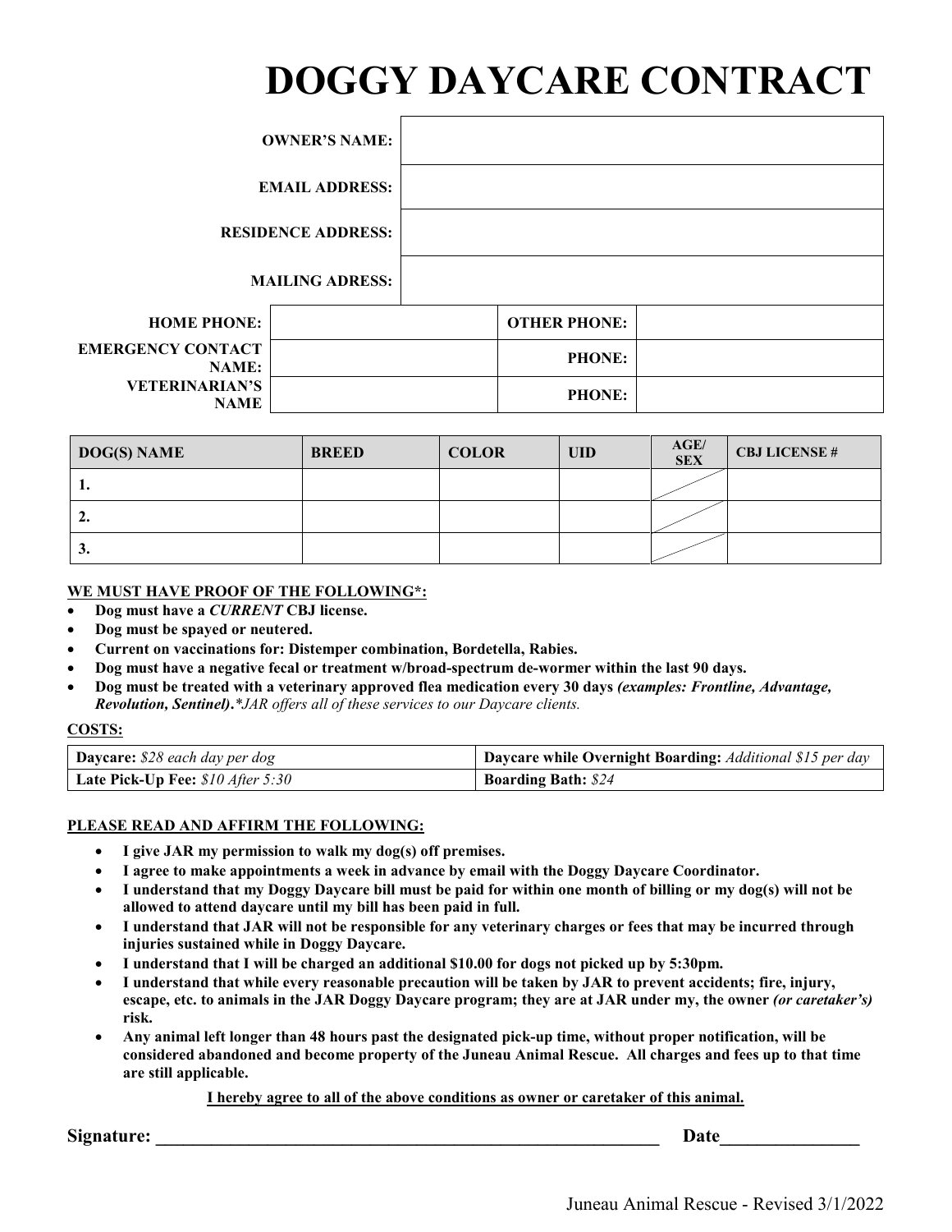# DOGGY DAYCARE CONTRACT

| | |
|---|---|
| **OWNER'S NAME:** | |
| **EMAIL ADDRESS:** | |
| **RESIDENCE ADDRESS:** | |
| **MAILING ADRESS:** | |

| | | | |
|---|---|---|---|
| **HOME PHONE:** | | **OTHER PHONE:** | |
| **EMERGENCY CONTACT NAME:** | | **PHONE:** | |
| **VETERINARIAN'S NAME** | | **PHONE:** | |

| DOG(S) NAME | BREED | COLOR | UID | AGE/ SEX | CBJ LICENSE # |
|---|---|---|---|---|---|
| 1. | | | | | |
| 2. | | | | | |
| 3. | | | | | |

**WE MUST HAVE PROOF OF THE FOLLOWING*:**

- **Dog must have a *CURRENT* CBJ license.**
- **Dog must be spayed or neutered.**
- **Current on vaccinations for: Distemper combination, Bordetella, Rabies.**
- **Dog must have a negative fecal or treatment w/broad-spectrum de-wormer within the last 90 days.**
- **Dog must be treated with a veterinary approved flea medication every 30 days *(examples: Frontline, Advantage, Revolution, Sentinel).*** **\****JAR offers all of these services to our Daycare clients.*

**COSTS:**

| | |
|---|---|
| **Daycare:** *$28 each day per dog* | **Daycare while Overnight Boarding:** *Additional $15 per day* |
| **Late Pick-Up Fee:** *$10 After 5:30* | **Boarding Bath:** *$24* |

**PLEASE READ AND AFFIRM THE FOLLOWING:**

- **I give JAR my permission to walk my dog(s) off premises.**
- **I agree to make appointments a week in advance by email with the Doggy Daycare Coordinator.**
- **I understand that my Doggy Daycare bill must be paid for within one month of billing or my dog(s) will not be allowed to attend daycare until my bill has been paid in full.**
- **I understand that JAR will not be responsible for any veterinary charges or fees that may be incurred through injuries sustained while in Doggy Daycare.**
- **I understand that I will be charged an additional $10.00 for dogs not picked up by 5:30pm.**
- **I understand that while every reasonable precaution will be taken by JAR to prevent accidents; fire, injury, escape, etc. to animals in the JAR Doggy Daycare program; they are at JAR under my, the owner *(or caretaker's)* risk.**
- **Any animal left longer than 48 hours past the designated pick-up time, without proper notification, will be considered abandoned and become property of the Juneau Animal Rescue. All charges and fees up to that time are still applicable.**

**I hereby agree to all of the above conditions as owner or caretaker of this animal.**

**Signature:** ____________________________________________ **Date**______________

Juneau Animal Rescue - Revised 3/1/2022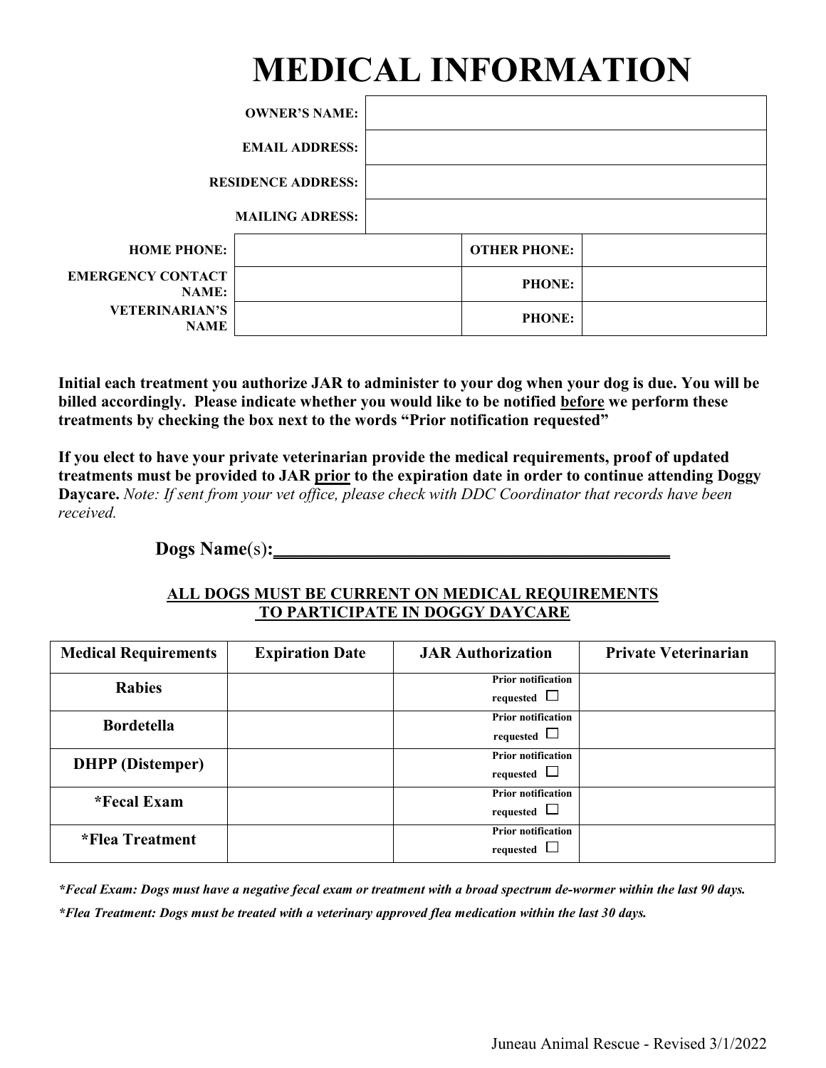# MEDICAL INFORMATION

| | |
|---|---|
| **OWNER'S NAME:** | |
| **EMAIL ADDRESS:** | |
| **RESIDENCE ADDRESS:** | |
| **MAILING ADDRESS:** | |

| | | | |
|---|---|---|---|
| **HOME PHONE:** | | **OTHER PHONE:** | |
| **EMERGENCY CONTACT NAME:** | | **PHONE:** | |
| **VETERINARIAN'S NAME** | | **PHONE:** | |

**Initial each treatment you authorize JAR to administer to your dog when your dog is due. You will be billed accordingly. Please indicate whether you would like to be notified <u>before</u> we perform these treatments by checking the box next to the words "Prior notification requested"**

**If you elect to have your private veterinarian provide the medical requirements, proof of updated treatments must be provided to JAR <u>prior</u> to the expiration date in order to continue attending Doggy Daycare.** *Note: If sent from your vet office, please check with DDC Coordinator that records have been received.*

**Dogs Name**(s)**:** ____________________________________________

**<u>ALL DOGS MUST BE CURRENT ON MEDICAL REQUIREMENTS TO PARTICIPATE IN DOGGY DAYCARE</u>**

| Medical Requirements | Expiration Date | JAR Authorization | Private Veterinarian |
|---|---|---|---|
| **Rabies** | | Prior notification requested ☐ | |
| **Bordetella** | | Prior notification requested ☐ | |
| **DHPP (Distemper)** | | Prior notification requested ☐ | |
| **\*Fecal Exam** | | Prior notification requested ☐ | |
| **\*Flea Treatment** | | Prior notification requested ☐ | |

***Fecal Exam: Dogs must have a negative fecal exam or treatment with a broad spectrum de-wormer within the last 90 days.**

***Flea Treatment: Dogs must be treated with a veterinary approved flea medication within the last 30 days.**

Juneau Animal Rescue - Revised 3/1/2022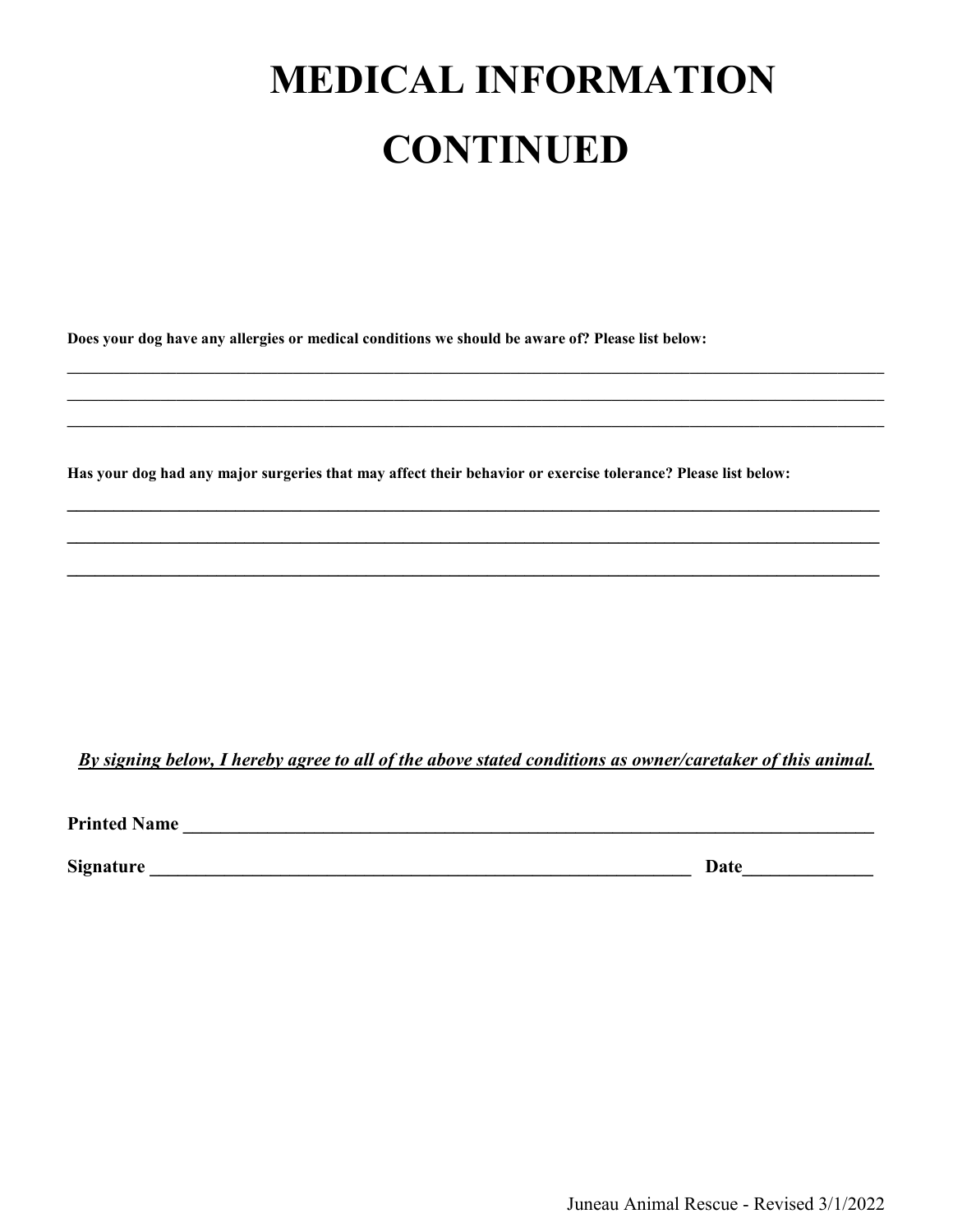# MEDICAL INFORMATION CONTINUED

**Does your dog have any allergies or medical conditions we should be aware of? Please list below:**

___________________________________________________________________________________________

___________________________________________________________________________________________

___________________________________________________________________________________________

**Has your dog had any major surgeries that may affect their behavior or exercise tolerance? Please list below:**

___________________________________________________________________________________________

___________________________________________________________________________________________

___________________________________________________________________________________________

***By signing below, I hereby agree to all of the above stated conditions as owner/caretaker of this animal.***

**Printed Name** ___________________________________________________________________________

**Signature** _________________________________________________________ **Date**______________

Juneau Animal Rescue - Revised 3/1/2022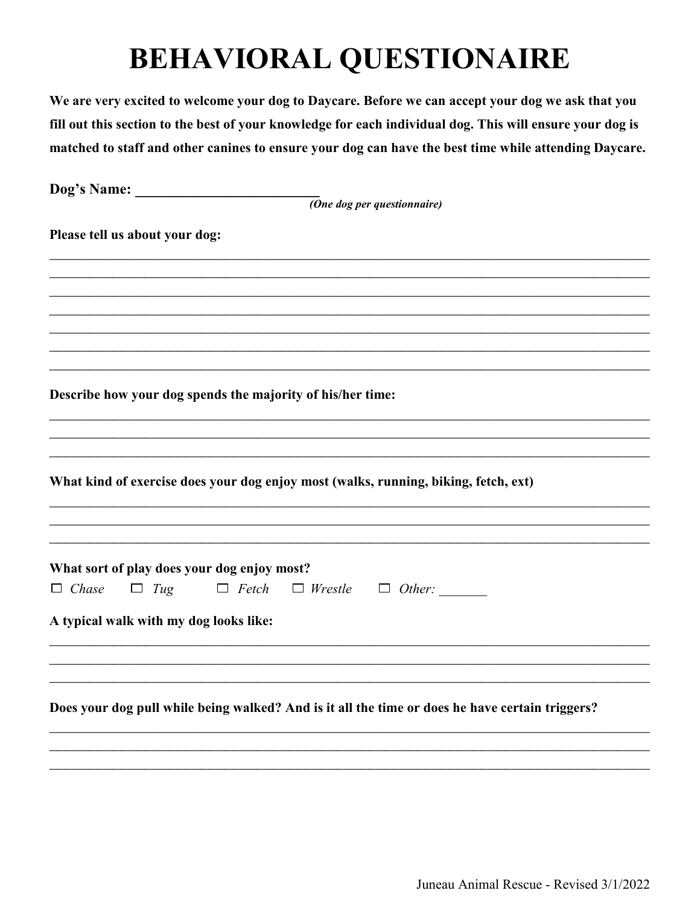# BEHAVIORAL QUESTIONAIRE

**We are very excited to welcome your dog to Daycare. Before we can accept your dog we ask that you fill out this section to the best of your knowledge for each individual dog. This will ensure your dog is matched to staff and other canines to ensure your dog can have the best time while attending Daycare.**

**Dog's Name:** _________________________
*(One dog per questionnaire)*

**Please tell us about your dog:**

_______________________________________________________________________________
_______________________________________________________________________________
_______________________________________________________________________________
_______________________________________________________________________________
_______________________________________________________________________________
_______________________________________________________________________________
_______________________________________________________________________________

**Describe how your dog spends the majority of his/her time:**

_______________________________________________________________________________
_______________________________________________________________________________
_______________________________________________________________________________

**What kind of exercise does your dog enjoy most (walks, running, biking, fetch, ext)**

_______________________________________________________________________________
_______________________________________________________________________________
_______________________________________________________________________________

**What sort of play does your dog enjoy most?**

☐ *Chase* ☐ *Tug* ☐ *Fetch* ☐ *Wrestle* ☐ *Other:* _______

**A typical walk with my dog looks like:**

_______________________________________________________________________________
_______________________________________________________________________________
_______________________________________________________________________________

**Does your dog pull while being walked? And is it all the time or does he have certain triggers?**

_______________________________________________________________________________
_______________________________________________________________________________
_______________________________________________________________________________

Juneau Animal Rescue - Revised 3/1/2022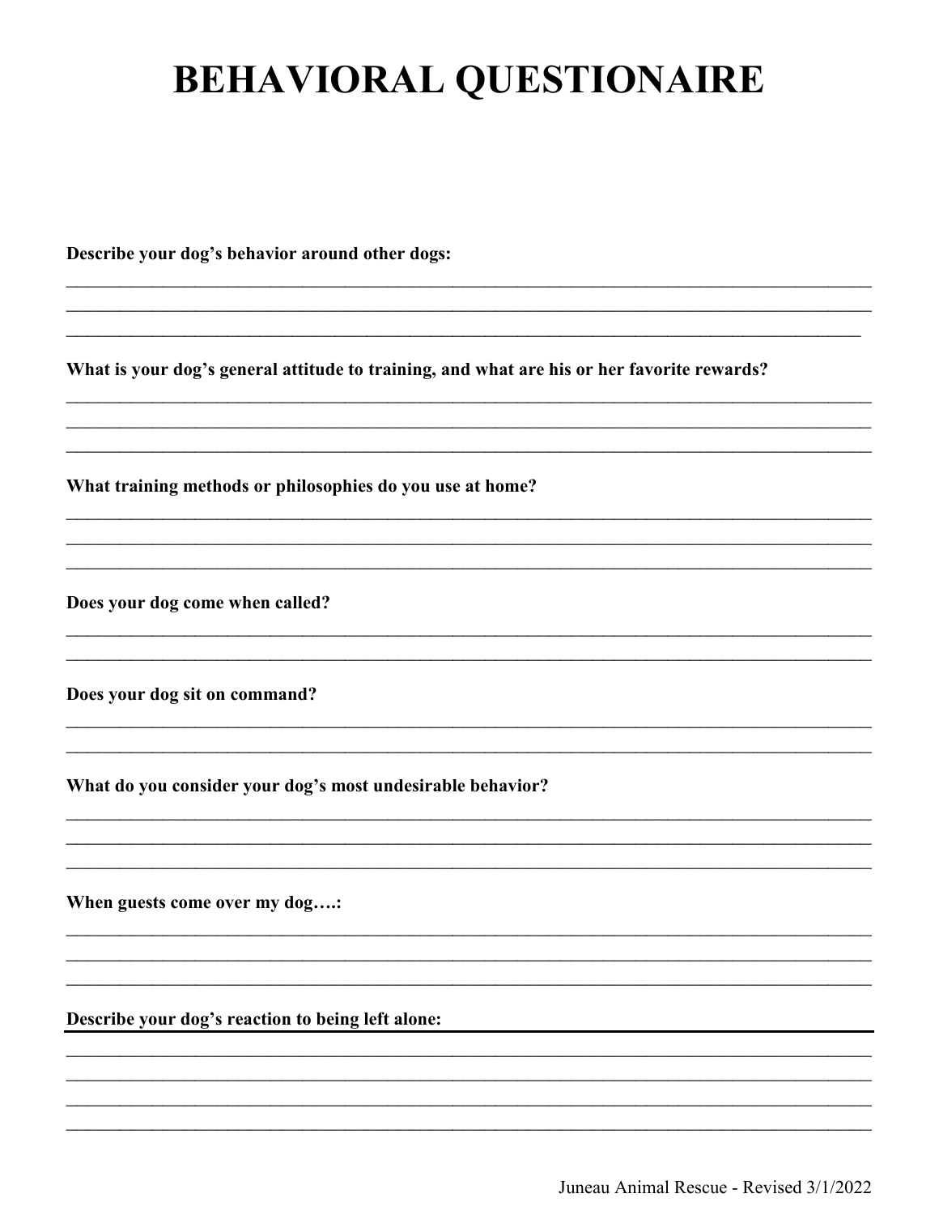# BEHAVIORAL QUESTIONAIRE

**Describe your dog's behavior around other dogs:**

\_\_\_\_\_\_\_\_\_\_\_\_\_\_\_\_\_\_\_\_\_\_\_\_\_\_\_\_\_\_\_\_\_\_\_\_\_\_\_\_\_\_\_\_\_\_\_\_\_\_\_\_\_\_\_\_\_\_\_\_\_\_\_\_\_\_\_\_\_\_\_\_\_\_\_\_\_\_

\_\_\_\_\_\_\_\_\_\_\_\_\_\_\_\_\_\_\_\_\_\_\_\_\_\_\_\_\_\_\_\_\_\_\_\_\_\_\_\_\_\_\_\_\_\_\_\_\_\_\_\_\_\_\_\_\_\_\_\_\_\_\_\_\_\_\_\_\_\_\_\_\_\_\_\_\_\_

\_\_\_\_\_\_\_\_\_\_\_\_\_\_\_\_\_\_\_\_\_\_\_\_\_\_\_\_\_\_\_\_\_\_\_\_\_\_\_\_\_\_\_\_\_\_\_\_\_\_\_\_\_\_\_\_\_\_\_\_\_\_\_\_\_\_\_\_\_\_\_\_\_\_\_\_\_\_

**What is your dog's general attitude to training, and what are his or her favorite rewards?**

\_\_\_\_\_\_\_\_\_\_\_\_\_\_\_\_\_\_\_\_\_\_\_\_\_\_\_\_\_\_\_\_\_\_\_\_\_\_\_\_\_\_\_\_\_\_\_\_\_\_\_\_\_\_\_\_\_\_\_\_\_\_\_\_\_\_\_\_\_\_\_\_\_\_\_\_\_\_

\_\_\_\_\_\_\_\_\_\_\_\_\_\_\_\_\_\_\_\_\_\_\_\_\_\_\_\_\_\_\_\_\_\_\_\_\_\_\_\_\_\_\_\_\_\_\_\_\_\_\_\_\_\_\_\_\_\_\_\_\_\_\_\_\_\_\_\_\_\_\_\_\_\_\_\_\_\_

\_\_\_\_\_\_\_\_\_\_\_\_\_\_\_\_\_\_\_\_\_\_\_\_\_\_\_\_\_\_\_\_\_\_\_\_\_\_\_\_\_\_\_\_\_\_\_\_\_\_\_\_\_\_\_\_\_\_\_\_\_\_\_\_\_\_\_\_\_\_\_\_\_\_\_\_\_\_

**What training methods or philosophies do you use at home?**

\_\_\_\_\_\_\_\_\_\_\_\_\_\_\_\_\_\_\_\_\_\_\_\_\_\_\_\_\_\_\_\_\_\_\_\_\_\_\_\_\_\_\_\_\_\_\_\_\_\_\_\_\_\_\_\_\_\_\_\_\_\_\_\_\_\_\_\_\_\_\_\_\_\_\_\_\_\_

\_\_\_\_\_\_\_\_\_\_\_\_\_\_\_\_\_\_\_\_\_\_\_\_\_\_\_\_\_\_\_\_\_\_\_\_\_\_\_\_\_\_\_\_\_\_\_\_\_\_\_\_\_\_\_\_\_\_\_\_\_\_\_\_\_\_\_\_\_\_\_\_\_\_\_\_\_\_

\_\_\_\_\_\_\_\_\_\_\_\_\_\_\_\_\_\_\_\_\_\_\_\_\_\_\_\_\_\_\_\_\_\_\_\_\_\_\_\_\_\_\_\_\_\_\_\_\_\_\_\_\_\_\_\_\_\_\_\_\_\_\_\_\_\_\_\_\_\_\_\_\_\_\_\_\_\_

**Does your dog come when called?**

\_\_\_\_\_\_\_\_\_\_\_\_\_\_\_\_\_\_\_\_\_\_\_\_\_\_\_\_\_\_\_\_\_\_\_\_\_\_\_\_\_\_\_\_\_\_\_\_\_\_\_\_\_\_\_\_\_\_\_\_\_\_\_\_\_\_\_\_\_\_\_\_\_\_\_\_\_\_

\_\_\_\_\_\_\_\_\_\_\_\_\_\_\_\_\_\_\_\_\_\_\_\_\_\_\_\_\_\_\_\_\_\_\_\_\_\_\_\_\_\_\_\_\_\_\_\_\_\_\_\_\_\_\_\_\_\_\_\_\_\_\_\_\_\_\_\_\_\_\_\_\_\_\_\_\_\_

**Does your dog sit on command?**

\_\_\_\_\_\_\_\_\_\_\_\_\_\_\_\_\_\_\_\_\_\_\_\_\_\_\_\_\_\_\_\_\_\_\_\_\_\_\_\_\_\_\_\_\_\_\_\_\_\_\_\_\_\_\_\_\_\_\_\_\_\_\_\_\_\_\_\_\_\_\_\_\_\_\_\_\_\_

\_\_\_\_\_\_\_\_\_\_\_\_\_\_\_\_\_\_\_\_\_\_\_\_\_\_\_\_\_\_\_\_\_\_\_\_\_\_\_\_\_\_\_\_\_\_\_\_\_\_\_\_\_\_\_\_\_\_\_\_\_\_\_\_\_\_\_\_\_\_\_\_\_\_\_\_\_\_

**What do you consider your dog's most undesirable behavior?**

\_\_\_\_\_\_\_\_\_\_\_\_\_\_\_\_\_\_\_\_\_\_\_\_\_\_\_\_\_\_\_\_\_\_\_\_\_\_\_\_\_\_\_\_\_\_\_\_\_\_\_\_\_\_\_\_\_\_\_\_\_\_\_\_\_\_\_\_\_\_\_\_\_\_\_\_\_\_

\_\_\_\_\_\_\_\_\_\_\_\_\_\_\_\_\_\_\_\_\_\_\_\_\_\_\_\_\_\_\_\_\_\_\_\_\_\_\_\_\_\_\_\_\_\_\_\_\_\_\_\_\_\_\_\_\_\_\_\_\_\_\_\_\_\_\_\_\_\_\_\_\_\_\_\_\_\_

\_\_\_\_\_\_\_\_\_\_\_\_\_\_\_\_\_\_\_\_\_\_\_\_\_\_\_\_\_\_\_\_\_\_\_\_\_\_\_\_\_\_\_\_\_\_\_\_\_\_\_\_\_\_\_\_\_\_\_\_\_\_\_\_\_\_\_\_\_\_\_\_\_\_\_\_\_\_

**When guests come over my dog….:**

\_\_\_\_\_\_\_\_\_\_\_\_\_\_\_\_\_\_\_\_\_\_\_\_\_\_\_\_\_\_\_\_\_\_\_\_\_\_\_\_\_\_\_\_\_\_\_\_\_\_\_\_\_\_\_\_\_\_\_\_\_\_\_\_\_\_\_\_\_\_\_\_\_\_\_\_\_\_

\_\_\_\_\_\_\_\_\_\_\_\_\_\_\_\_\_\_\_\_\_\_\_\_\_\_\_\_\_\_\_\_\_\_\_\_\_\_\_\_\_\_\_\_\_\_\_\_\_\_\_\_\_\_\_\_\_\_\_\_\_\_\_\_\_\_\_\_\_\_\_\_\_\_\_\_\_\_

\_\_\_\_\_\_\_\_\_\_\_\_\_\_\_\_\_\_\_\_\_\_\_\_\_\_\_\_\_\_\_\_\_\_\_\_\_\_\_\_\_\_\_\_\_\_\_\_\_\_\_\_\_\_\_\_\_\_\_\_\_\_\_\_\_\_\_\_\_\_\_\_\_\_\_\_\_\_

**Describe your dog's reaction to being left alone:**

\_\_\_\_\_\_\_\_\_\_\_\_\_\_\_\_\_\_\_\_\_\_\_\_\_\_\_\_\_\_\_\_\_\_\_\_\_\_\_\_\_\_\_\_\_\_\_\_\_\_\_\_\_\_\_\_\_\_\_\_\_\_\_\_\_\_\_\_\_\_\_\_\_\_\_\_\_\_

\_\_\_\_\_\_\_\_\_\_\_\_\_\_\_\_\_\_\_\_\_\_\_\_\_\_\_\_\_\_\_\_\_\_\_\_\_\_\_\_\_\_\_\_\_\_\_\_\_\_\_\_\_\_\_\_\_\_\_\_\_\_\_\_\_\_\_\_\_\_\_\_\_\_\_\_\_\_

\_\_\_\_\_\_\_\_\_\_\_\_\_\_\_\_\_\_\_\_\_\_\_\_\_\_\_\_\_\_\_\_\_\_\_\_\_\_\_\_\_\_\_\_\_\_\_\_\_\_\_\_\_\_\_\_\_\_\_\_\_\_\_\_\_\_\_\_\_\_\_\_\_\_\_\_\_\_

\_\_\_\_\_\_\_\_\_\_\_\_\_\_\_\_\_\_\_\_\_\_\_\_\_\_\_\_\_\_\_\_\_\_\_\_\_\_\_\_\_\_\_\_\_\_\_\_\_\_\_\_\_\_\_\_\_\_\_\_\_\_\_\_\_\_\_\_\_\_\_\_\_\_\_\_\_\_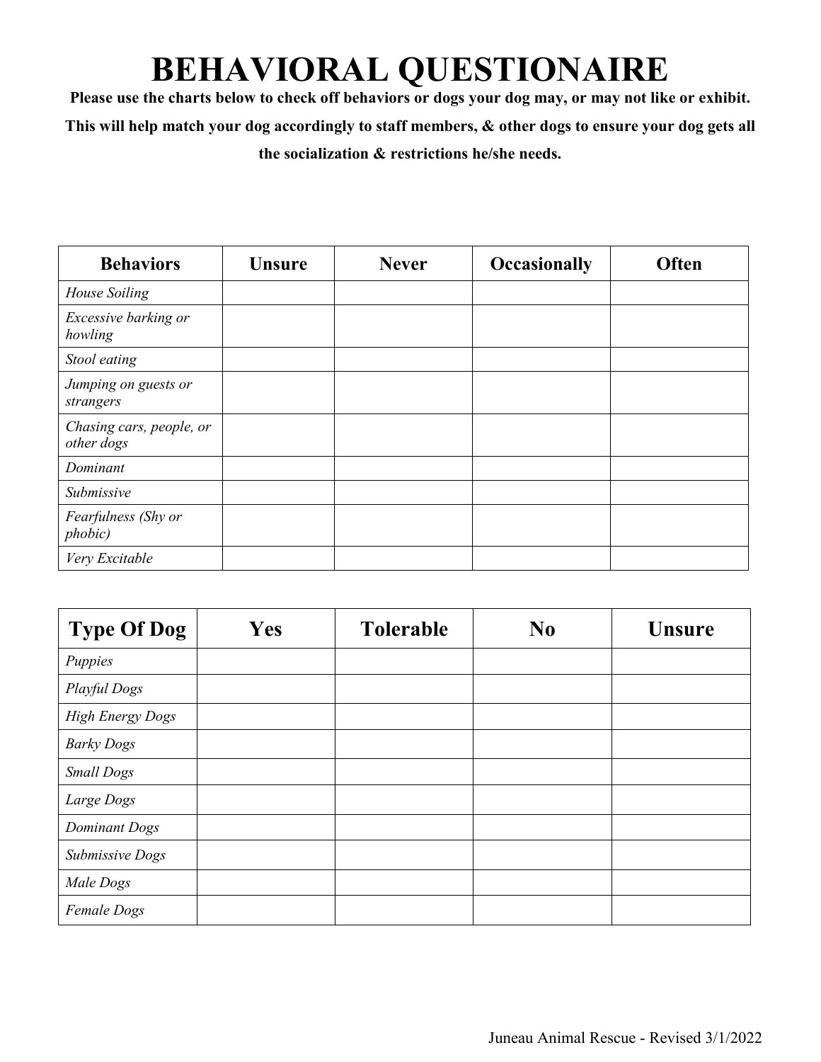# BEHAVIORAL QUESTIONAIRE

**Please use the charts below to check off behaviors or dogs your dog may, or may not like or exhibit. This will help match your dog accordingly to staff members, & other dogs to ensure your dog gets all the socialization & restrictions he/she needs.**

| Behaviors | Unsure | Never | Occasionally | Often |
| --- | --- | --- | --- | --- |
| *House Soiling* | | | | |
| *Excessive barking or howling* | | | | |
| *Stool eating* | | | | |
| *Jumping on guests or strangers* | | | | |
| *Chasing cars, people, or other dogs* | | | | |
| *Dominant* | | | | |
| *Submissive* | | | | |
| *Fearfulness (Shy or phobic)* | | | | |
| *Very Excitable* | | | | |

| Type Of Dog | Yes | Tolerable | No | Unsure |
| --- | --- | --- | --- | --- |
| *Puppies* | | | | |
| *Playful Dogs* | | | | |
| *High Energy Dogs* | | | | |
| *Barky Dogs* | | | | |
| *Small Dogs* | | | | |
| *Large Dogs* | | | | |
| *Dominant Dogs* | | | | |
| *Submissive Dogs* | | | | |
| *Male Dogs* | | | | |
| *Female Dogs* | | | | |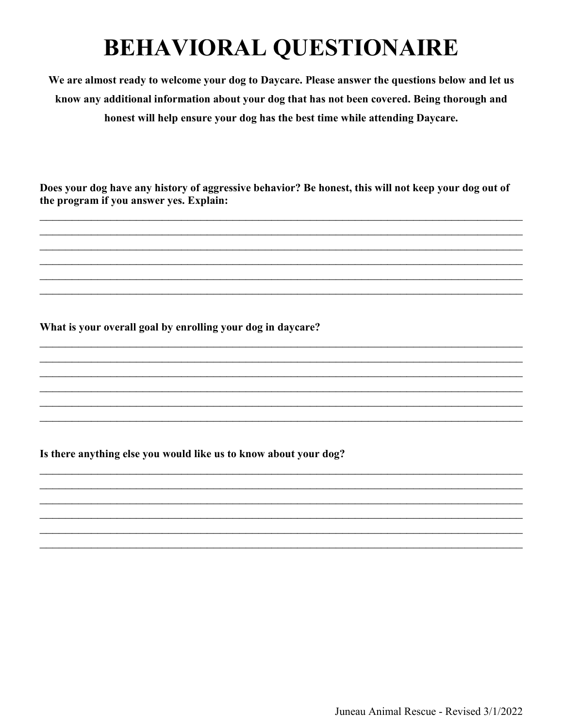# BEHAVIORAL QUESTIONAIRE

**We are almost ready to welcome your dog to Daycare. Please answer the questions below and let us know any additional information about your dog that has not been covered. Being thorough and honest will help ensure your dog has the best time while attending Daycare.**

**Does your dog have any history of aggressive behavior? Be honest, this will not keep your dog out of the program if you answer yes. Explain:**

______________________________________________________________________________

______________________________________________________________________________

______________________________________________________________________________

______________________________________________________________________________

______________________________________________________________________________

______________________________________________________________________________

**What is your overall goal by enrolling your dog in daycare?**

______________________________________________________________________________

______________________________________________________________________________

______________________________________________________________________________

______________________________________________________________________________

______________________________________________________________________________

______________________________________________________________________________

**Is there anything else you would like us to know about your dog?**

______________________________________________________________________________

______________________________________________________________________________

______________________________________________________________________________

______________________________________________________________________________

______________________________________________________________________________

______________________________________________________________________________

Juneau Animal Rescue - Revised 3/1/2022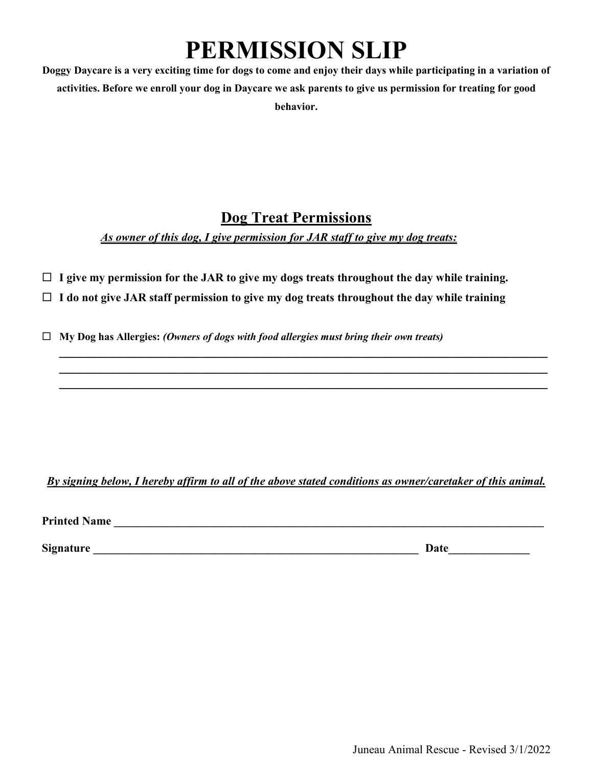# PERMISSION SLIP

**Doggy Daycare is a very exciting time for dogs to come and enjoy their days while participating in a variation of activities. Before we enroll your dog in Daycare we ask parents to give us permission for treating for good behavior.**

## Dog Treat Permissions

***As owner of this dog, I give permission for JAR staff to give my dog treats:***

☐ **I give my permission for the JAR to give my dogs treats throughout the day while training.**

☐ **I do not give JAR staff permission to give my dog treats throughout the day while training**

☐ **My Dog has Allergies:** ***(Owners of dogs with food allergies must bring their own treats)***

______________________________________________________________________________

______________________________________________________________________________

______________________________________________________________________________

***By signing below, I hereby affirm to all of the above stated conditions as owner/caretaker of this animal.***

**Printed Name** ______________________________________________________________________

**Signature** ____________________________________________________ **Date**______________

Juneau Animal Rescue - Revised 3/1/2022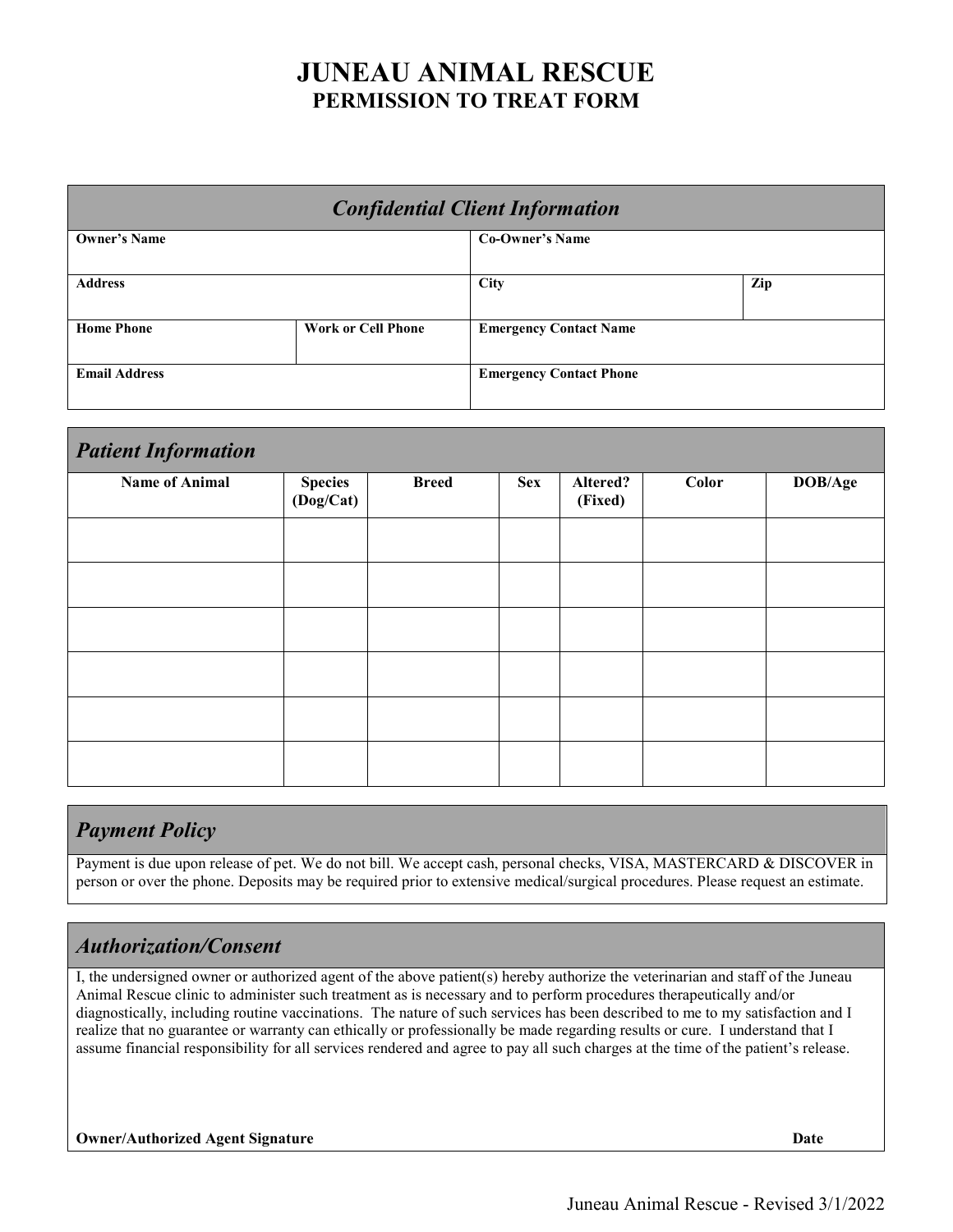# JUNEAU ANIMAL RESCUE
## PERMISSION TO TREAT FORM

| *Confidential Client Information* | | | |
|---|---|---|---|
| **Owner's Name** | | **Co-Owner's Name** | |
| **Address** | | **City** | **Zip** |
| **Home Phone** | **Work or Cell Phone** | **Emergency Contact Name** | |
| **Email Address** | | **Emergency Contact Phone** | |

### *Patient Information*

| Name of Animal | Species (Dog/Cat) | Breed | Sex | Altered? (Fixed) | Color | DOB/Age |
|---|---|---|---|---|---|---|
| | | | | | | |
| | | | | | | |
| | | | | | | |
| | | | | | | |
| | | | | | | |
| | | | | | | |

### *Payment Policy*

Payment is due upon release of pet. We do not bill. We accept cash, personal checks, VISA, MASTERCARD & DISCOVER in person or over the phone. Deposits may be required prior to extensive medical/surgical procedures. Please request an estimate.

### *Authorization/Consent*

I, the undersigned owner or authorized agent of the above patient(s) hereby authorize the veterinarian and staff of the Juneau Animal Rescue clinic to administer such treatment as is necessary and to perform procedures therapeutically and/or diagnostically, including routine vaccinations. The nature of such services has been described to me to my satisfaction and I realize that no guarantee or warranty can ethically or professionally be made regarding results or cure. I understand that I assume financial responsibility for all services rendered and agree to pay all such charges at the time of the patient's release.

**Owner/Authorized Agent Signature** **Date**

Juneau Animal Rescue - Revised 3/1/2022